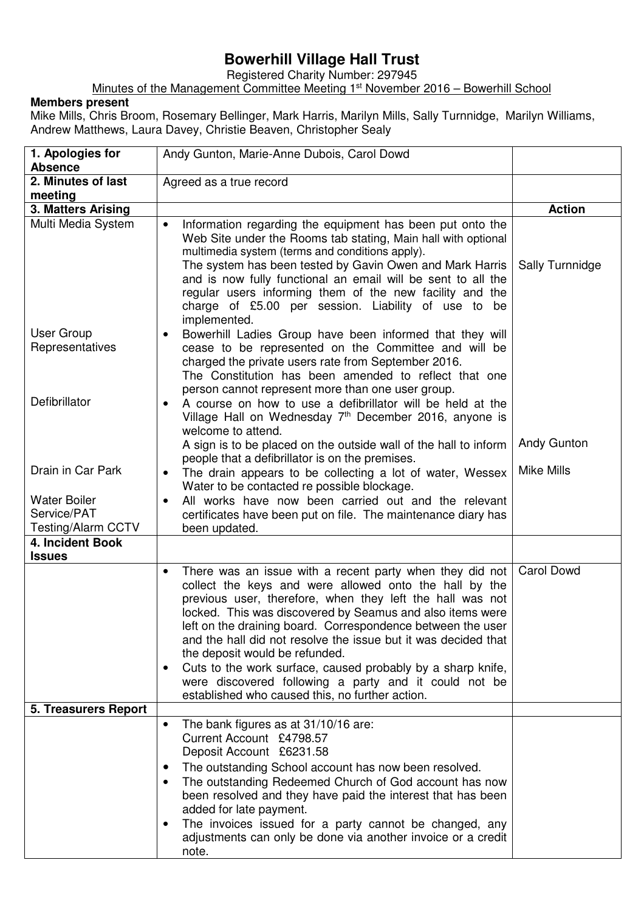# Bowerhill Village Hall Trust

Registered Charity Number: 297945

Minutes of the Management Committee Meeting 1st November 2016 – Bowerhill School

**Members present**

Mike Mills, Chris Broom, Rosemary Bellinger, Mark Harris, Marilyn Mills, Sally Turnnidge, Marilyn Williams, Andrew Matthews, Laura Davey, Christie Beaven, Christopher Sealy

| **1. Apologies for Absence** | Andy Gunton, Marie-Anne Dubois, Carol Dowd | |
|---|---|---|
| **2. Minutes of last meeting** | Agreed as a true record | |
| **3. Matters Arising** | | **Action** |
| Multi Media System | • Information regarding the equipment has been put onto the Web Site under the Rooms tab stating, Main hall with optional multimedia system (terms and conditions apply). The system has been tested by Gavin Owen and Mark Harris and is now fully functional an email will be sent to all the regular users informing them of the new facility and the charge of £5.00 per session. Liability of use to be implemented. | Sally Turnnidge |
| User Group Representatives | • Bowerhill Ladies Group have been informed that they will cease to be represented on the Committee and will be charged the private users rate from September 2016. The Constitution has been amended to reflect that one person cannot represent more than one user group. | |
| Defibrillator | • A course on how to use a defibrillator will be held at the Village Hall on Wednesday 7th December 2016, anyone is welcome to attend. A sign is to be placed on the outside wall of the hall to inform people that a defibrillator is on the premises. | Andy Gunton |
| Drain in Car Park | • The drain appears to be collecting a lot of water, Wessex Water to be contacted re possible blockage. | Mike Mills |
| Water Boiler Service/PAT Testing/Alarm CCTV | • All works have now been carried out and the relevant certificates have been put on file. The maintenance diary has been updated. | |
| **4. Incident Book Issues** | | |
| | • There was an issue with a recent party when they did not collect the keys and were allowed onto the hall by the previous user, therefore, when they left the hall was not locked. This was discovered by Seamus and also items were left on the draining board. Correspondence between the user and the hall did not resolve the issue but it was decided that the deposit would be refunded. • Cuts to the work surface, caused probably by a sharp knife, were discovered following a party and it could not be established who caused this, no further action. | Carol Dowd |
| **5. Treasurers Report** | | |
| | • The bank figures as at 31/10/16 are: Current Account £4798.57 Deposit Account £6231.58 • The outstanding School account has now been resolved. • The outstanding Redeemed Church of God account has now been resolved and they have paid the interest that has been added for late payment. • The invoices issued for a party cannot be changed, any adjustments can only be done via another invoice or a credit note. | |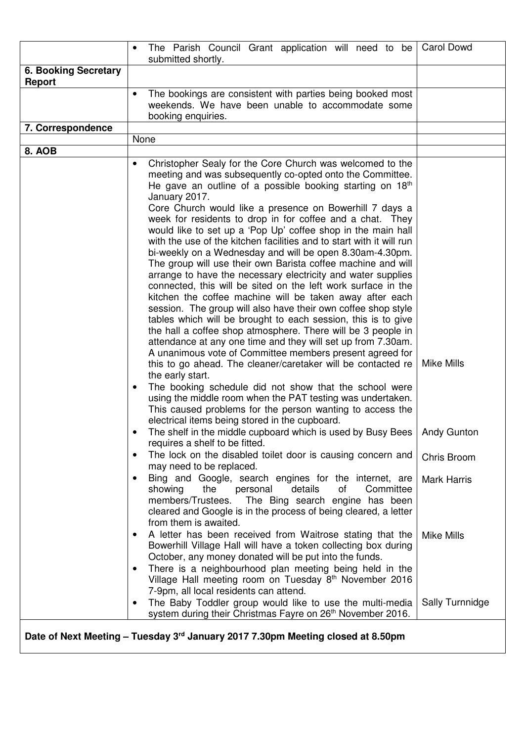| | | |
|---|---|---|
| | • The Parish Council Grant application will need to be submitted shortly. | Carol Dowd |
| **6. Booking Secretary Report** | | |
| | • The bookings are consistent with parties being booked most weekends. We have been unable to accommodate some booking enquiries. | |
| **7. Correspondence** | | |
| | None | |
| **8. AOB** | | |
| | • Christopher Sealy for the Core Church was welcomed to the meeting and was subsequently co-opted onto the Committee. He gave an outline of a possible booking starting on 18th January 2017. Core Church would like a presence on Bowerhill 7 days a week for residents to drop in for coffee and a chat. They would like to set up a 'Pop Up' coffee shop in the main hall with the use of the kitchen facilities and to start with it will run bi-weekly on a Wednesday and will be open 8.30am-4.30pm. The group will use their own Barista coffee machine and will arrange to have the necessary electricity and water supplies connected, this will be sited on the left work surface in the kitchen the coffee machine will be taken away after each session. The group will also have their own coffee shop style tables which will be brought to each session, this is to give the hall a coffee shop atmosphere. There will be 3 people in attendance at any one time and they will set up from 7.30am. A unanimous vote of Committee members present agreed for this to go ahead. The cleaner/caretaker will be contacted re the early start. | Mike Mills |
| | • The booking schedule did not show that the school were using the middle room when the PAT testing was undertaken. This caused problems for the person wanting to access the electrical items being stored in the cupboard. | |
| | • The shelf in the middle cupboard which is used by Busy Bees requires a shelf to be fitted. | Andy Gunton |
| | • The lock on the disabled toilet door is causing concern and may need to be replaced. | Chris Broom |
| | • Bing and Google, search engines for the internet, are showing the personal details of Committee members/Trustees. The Bing search engine has been cleared and Google is in the process of being cleared, a letter from them is awaited. | Mark Harris |
| | • A letter has been received from Waitrose stating that the Bowerhill Village Hall will have a token collecting box during October, any money donated will be put into the funds. | Mike Mills |
| | • There is a neighbourhood plan meeting being held in the Village Hall meeting room on Tuesday 8th November 2016 7-9pm, all local residents can attend. | |
| | • The Baby Toddler group would like to use the multi-media system during their Christmas Fayre on 26th November 2016. | Sally Turnnidge |

**Date of Next Meeting – Tuesday 3rd January 2017 7.30pm Meeting closed at 8.50pm**